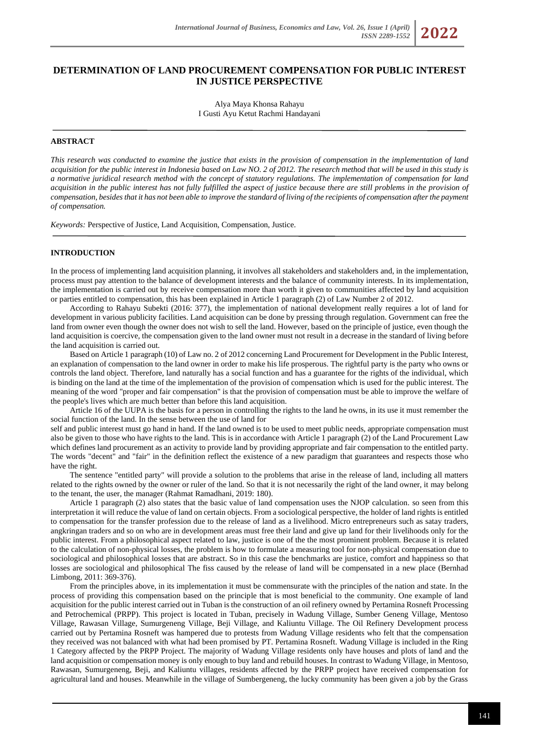# DETERMINATION OF LAND PROCUREMENT COMPENSATION FOR PUBLIC INTEREST IN JUSTICE PERSPECTIVE

Alya Maya Khonsa Rahayu
I Gusti Ayu Ketut Rachmi Handayani

## ABSTRACT

*This research was conducted to examine the justice that exists in the provision of compensation in the implementation of land acquisition for the public interest in Indonesia based on Law NO. 2 of 2012. The research method that will be used in this study is a normative juridical research method with the concept of statutory regulations. The implementation of compensation for land acquisition in the public interest has not fully fulfilled the aspect of justice because there are still problems in the provision of compensation, besides that it has not been able to improve the standard of living of the recipients of compensation after the payment of compensation.*

*Keywords:* Perspective of Justice, Land Acquisition, Compensation, Justice.

## INTRODUCTION

In the process of implementing land acquisition planning, it involves all stakeholders and stakeholders and, in the implementation, process must pay attention to the balance of development interests and the balance of community interests. In its implementation, the implementation is carried out by receive compensation more than worth it given to communities affected by land acquisition or parties entitled to compensation, this has been explained in Article 1 paragraph (2) of Law Number 2 of 2012.

According to Rahayu Subekti (2016: 377), the implementation of national development really requires a lot of land for development in various publicity facilities. Land acquisition can be done by pressing through regulation. Government can free the land from owner even though the owner does not wish to sell the land. However, based on the principle of justice, even though the land acquisition is coercive, the compensation given to the land owner must not result in a decrease in the standard of living before the land acquisition is carried out.

Based on Article 1 paragraph (10) of Law no. 2 of 2012 concerning Land Procurement for Development in the Public Interest, an explanation of compensation to the land owner in order to make his life prosperous. The rightful party is the party who owns or controls the land object. Therefore, land naturally has a social function and has a guarantee for the rights of the individual, which is binding on the land at the time of the implementation of the provision of compensation which is used for the public interest. The meaning of the word "proper and fair compensation" is that the provision of compensation must be able to improve the welfare of the people's lives which are much better than before this land acquisition.

Article 16 of the UUPA is the basis for a person in controlling the rights to the land he owns, in its use it must remember the social function of the land. In the sense between the use of land for self and public interest must go hand in hand. If the land owned is to be used to meet public needs, appropriate compensation must also be given to those who have rights to the land. This is in accordance with Article 1 paragraph (2) of the Land Procurement Law which defines land procurement as an activity to provide land by providing appropriate and fair compensation to the entitled party. The words "decent" and "fair" in the definition reflect the existence of a new paradigm that guarantees and respects those who have the right.

The sentence "entitled party" will provide a solution to the problems that arise in the release of land, including all matters related to the rights owned by the owner or ruler of the land. So that it is not necessarily the right of the land owner, it may belong to the tenant, the user, the manager (Rahmat Ramadhani, 2019: 180).

Article 1 paragraph (2) also states that the basic value of land compensation uses the NJOP calculation. so seen from this interpretation it will reduce the value of land on certain objects. From a sociological perspective, the holder of land rights is entitled to compensation for the transfer profession due to the release of land as a livelihood. Micro entrepreneurs such as satay traders, angkringan traders and so on who are in development areas must free their land and give up land for their livelihoods only for the public interest. From a philosophical aspect related to law, justice is one of the the most prominent problem. Because it is related to the calculation of non-physical losses, the problem is how to formulate a measuring tool for non-physical compensation due to sociological and philosophical losses that are abstract. So in this case the benchmarks are justice, comfort and happiness so that losses are sociological and philosophical The fiss caused by the release of land will be compensated in a new place (Bernhad Limbong, 2011: 369-376).

From the principles above, in its implementation it must be commensurate with the principles of the nation and state. In the process of providing this compensation based on the principle that is most beneficial to the community. One example of land acquisition for the public interest carried out in Tuban is the construction of an oil refinery owned by Pertamina Rosneft Processing and Petrochemical (PRPP). This project is located in Tuban, precisely in Wadung Village, Sumber Geneng Village, Mentoso Village, Rawasan Village, Sumurgeneng Village, Beji Village, and Kaliuntu Village. The Oil Refinery Development process carried out by Pertamina Rosneft was hampered due to protests from Wadung Village residents who felt that the compensation they received was not balanced with what had been promised by PT. Pertamina Rosneft. Wadung Village is included in the Ring 1 Category affected by the PRPP Project. The majority of Wadung Village residents only have houses and plots of land and the land acquisition or compensation money is only enough to buy land and rebuild houses. In contrast to Wadung Village, in Mentoso, Rawasan, Sumurgeneng, Beji, and Kaliuntu villages, residents affected by the PRPP project have received compensation for agricultural land and houses. Meanwhile in the village of Sumbergeneng, the lucky community has been given a job by the Grass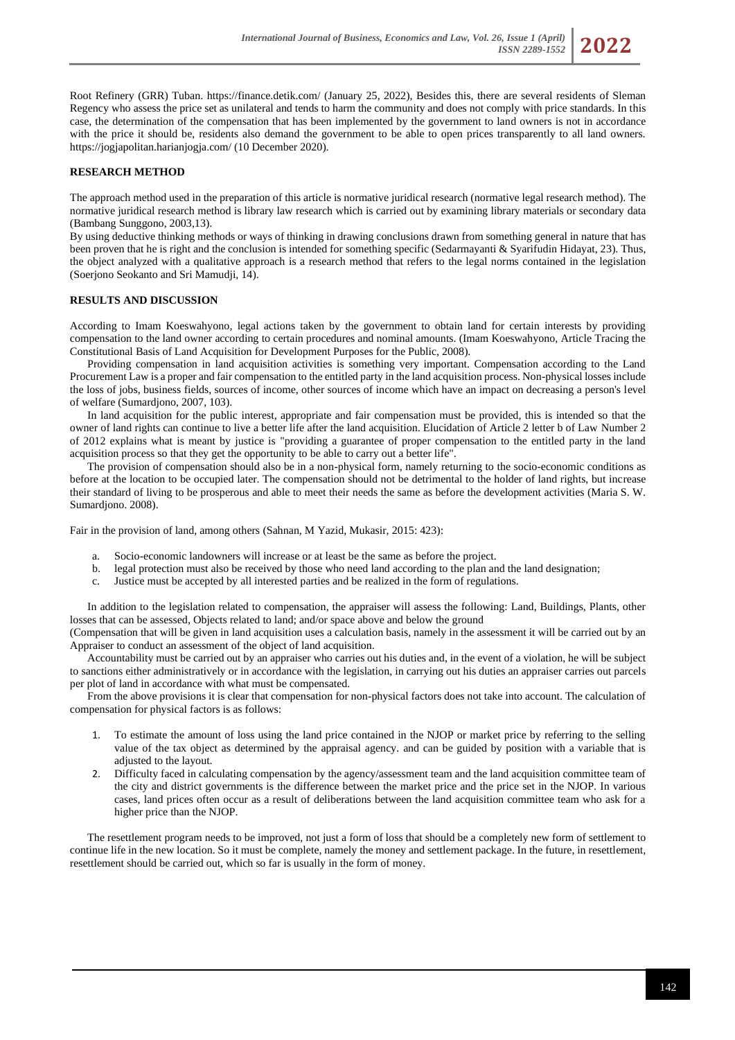Root Refinery (GRR) Tuban. https://finance.detik.com/ (January 25, 2022), Besides this, there are several residents of Sleman Regency who assess the price set as unilateral and tends to harm the community and does not comply with price standards. In this case, the determination of the compensation that has been implemented by the government to land owners is not in accordance with the price it should be, residents also demand the government to be able to open prices transparently to all land owners. https://jogjapolitan.harianjogja.com/ (10 December 2020).

## RESEARCH METHOD

The approach method used in the preparation of this article is normative juridical research (normative legal research method). The normative juridical research method is library law research which is carried out by examining library materials or secondary data (Bambang Sunggono, 2003,13).

By using deductive thinking methods or ways of thinking in drawing conclusions drawn from something general in nature that has been proven that he is right and the conclusion is intended for something specific (Sedarmayanti & Syarifudin Hidayat, 23). Thus, the object analyzed with a qualitative approach is a research method that refers to the legal norms contained in the legislation (Soerjono Seokanto and Sri Mamudji, 14).

## RESULTS AND DISCUSSION

According to Imam Koeswahyono, legal actions taken by the government to obtain land for certain interests by providing compensation to the land owner according to certain procedures and nominal amounts. (Imam Koeswahyono, Article Tracing the Constitutional Basis of Land Acquisition for Development Purposes for the Public, 2008).

Providing compensation in land acquisition activities is something very important. Compensation according to the Land Procurement Law is a proper and fair compensation to the entitled party in the land acquisition process. Non-physical losses include the loss of jobs, business fields, sources of income, other sources of income which have an impact on decreasing a person's level of welfare (Sumardjono, 2007, 103).

In land acquisition for the public interest, appropriate and fair compensation must be provided, this is intended so that the owner of land rights can continue to live a better life after the land acquisition. Elucidation of Article 2 letter b of Law Number 2 of 2012 explains what is meant by justice is "providing a guarantee of proper compensation to the entitled party in the land acquisition process so that they get the opportunity to be able to carry out a better life".

The provision of compensation should also be in a non-physical form, namely returning to the socio-economic conditions as before at the location to be occupied later. The compensation should not be detrimental to the holder of land rights, but increase their standard of living to be prosperous and able to meet their needs the same as before the development activities (Maria S. W. Sumardjono. 2008).

Fair in the provision of land, among others (Sahnan, M Yazid, Mukasir, 2015: 423):

a. Socio-economic landowners will increase or at least be the same as before the project.
b. legal protection must also be received by those who need land according to the plan and the land designation;
c. Justice must be accepted by all interested parties and be realized in the form of regulations.

In addition to the legislation related to compensation, the appraiser will assess the following: Land, Buildings, Plants, other losses that can be assessed, Objects related to land; and/or space above and below the ground

(Compensation that will be given in land acquisition uses a calculation basis, namely in the assessment it will be carried out by an Appraiser to conduct an assessment of the object of land acquisition.

Accountability must be carried out by an appraiser who carries out his duties and, in the event of a violation, he will be subject to sanctions either administratively or in accordance with the legislation, in carrying out his duties an appraiser carries out parcels per plot of land in accordance with what must be compensated.

From the above provisions it is clear that compensation for non-physical factors does not take into account. The calculation of compensation for physical factors is as follows:

1. To estimate the amount of loss using the land price contained in the NJOP or market price by referring to the selling value of the tax object as determined by the appraisal agency. and can be guided by position with a variable that is adjusted to the layout.
2. Difficulty faced in calculating compensation by the agency/assessment team and the land acquisition committee team of the city and district governments is the difference between the market price and the price set in the NJOP. In various cases, land prices often occur as a result of deliberations between the land acquisition committee team who ask for a higher price than the NJOP.

The resettlement program needs to be improved, not just a form of loss that should be a completely new form of settlement to continue life in the new location. So it must be complete, namely the money and settlement package. In the future, in resettlement, resettlement should be carried out, which so far is usually in the form of money.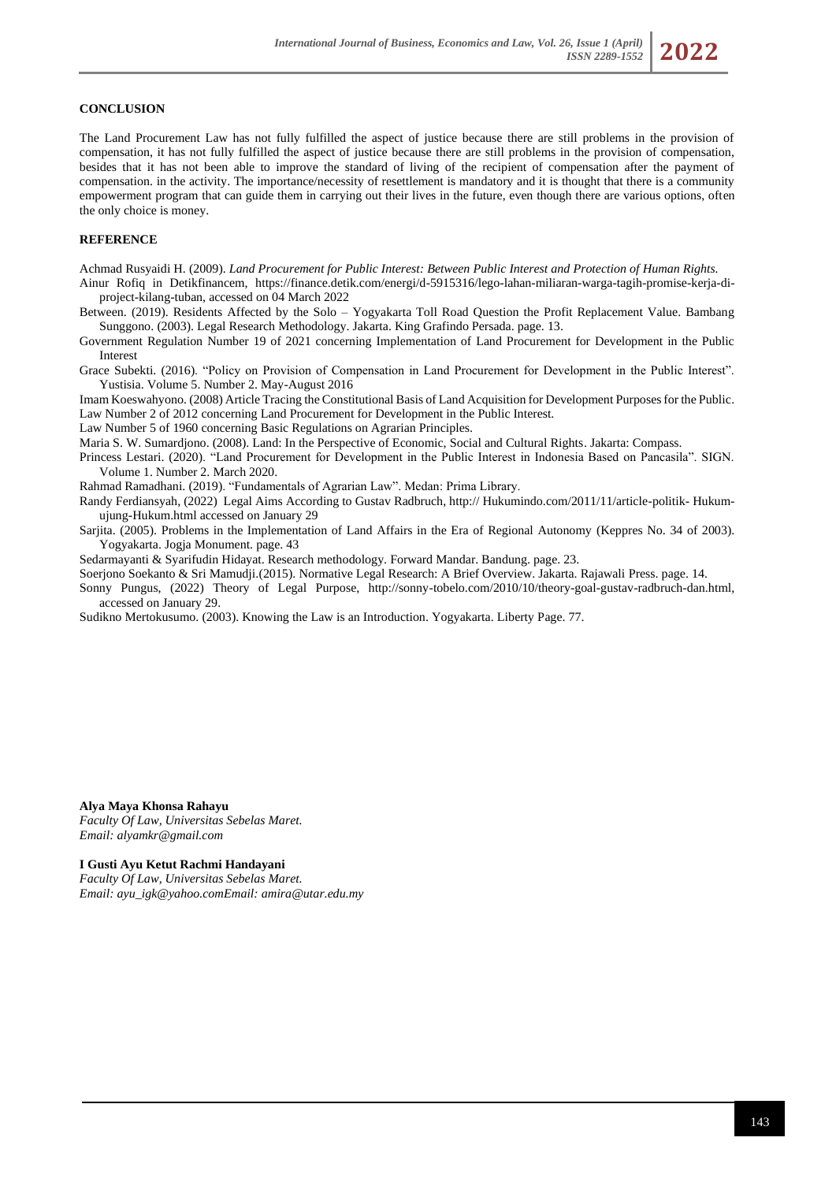## CONCLUSION

The Land Procurement Law has not fully fulfilled the aspect of justice because there are still problems in the provision of compensation, it has not fully fulfilled the aspect of justice because there are still problems in the provision of compensation, besides that it has not been able to improve the standard of living of the recipient of compensation after the payment of compensation. in the activity. The importance/necessity of resettlement is mandatory and it is thought that there is a community empowerment program that can guide them in carrying out their lives in the future, even though there are various options, often the only choice is money.

## REFERENCE

Achmad Rusyaidi H. (2009). *Land Procurement for Public Interest: Between Public Interest and Protection of Human Rights.*

Ainur Rofiq in Detikfinancem, https://finance.detik.com/energi/d-5915316/lego-lahan-miliaran-warga-tagih-promise-kerja-di-project-kilang-tuban, accessed on 04 March 2022

Between. (2019). Residents Affected by the Solo – Yogyakarta Toll Road Question the Profit Replacement Value. Bambang Sunggono. (2003). Legal Research Methodology. Jakarta. King Grafindo Persada. page. 13.

Government Regulation Number 19 of 2021 concerning Implementation of Land Procurement for Development in the Public Interest

Grace Subekti. (2016). "Policy on Provision of Compensation in Land Procurement for Development in the Public Interest". Yustisia. Volume 5. Number 2. May-August 2016

Imam Koeswahyono. (2008) Article Tracing the Constitutional Basis of Land Acquisition for Development Purposes for the Public.

Law Number 2 of 2012 concerning Land Procurement for Development in the Public Interest.

Law Number 5 of 1960 concerning Basic Regulations on Agrarian Principles.

Maria S. W. Sumardjono. (2008). Land: In the Perspective of Economic, Social and Cultural Rights. Jakarta: Compass.

Princess Lestari. (2020). "Land Procurement for Development in the Public Interest in Indonesia Based on Pancasila". SIGN. Volume 1. Number 2. March 2020.

Rahmad Ramadhani. (2019). "Fundamentals of Agrarian Law". Medan: Prima Library.

Randy Ferdiansyah, (2022) Legal Aims According to Gustav Radbruch, http:// Hukumindo.com/2011/11/article-politik- Hukum-ujung-Hukum.html accessed on January 29

Sarjita. (2005). Problems in the Implementation of Land Affairs in the Era of Regional Autonomy (Keppres No. 34 of 2003). Yogyakarta. Jogja Monument. page. 43

Sedarmayanti & Syarifudin Hidayat. Research methodology. Forward Mandar. Bandung. page. 23.

Soerjono Soekanto & Sri Mamudji.(2015). Normative Legal Research: A Brief Overview. Jakarta. Rajawali Press. page. 14.

Sonny Pungus, (2022) Theory of Legal Purpose, http://sonny-tobelo.com/2010/10/theory-goal-gustav-radbruch-dan.html, accessed on January 29.

Sudikno Mertokusumo. (2003). Knowing the Law is an Introduction. Yogyakarta. Liberty Page. 77.

**Alya Maya Khonsa Rahayu**
*Faculty Of Law, Universitas Sebelas Maret.*
*Email: alyamkr@gmail.com*

**I Gusti Ayu Ketut Rachmi Handayani**
*Faculty Of Law, Universitas Sebelas Maret.*
*Email: ayu_igk@yahoo.comEmail: amira@utar.edu.my*